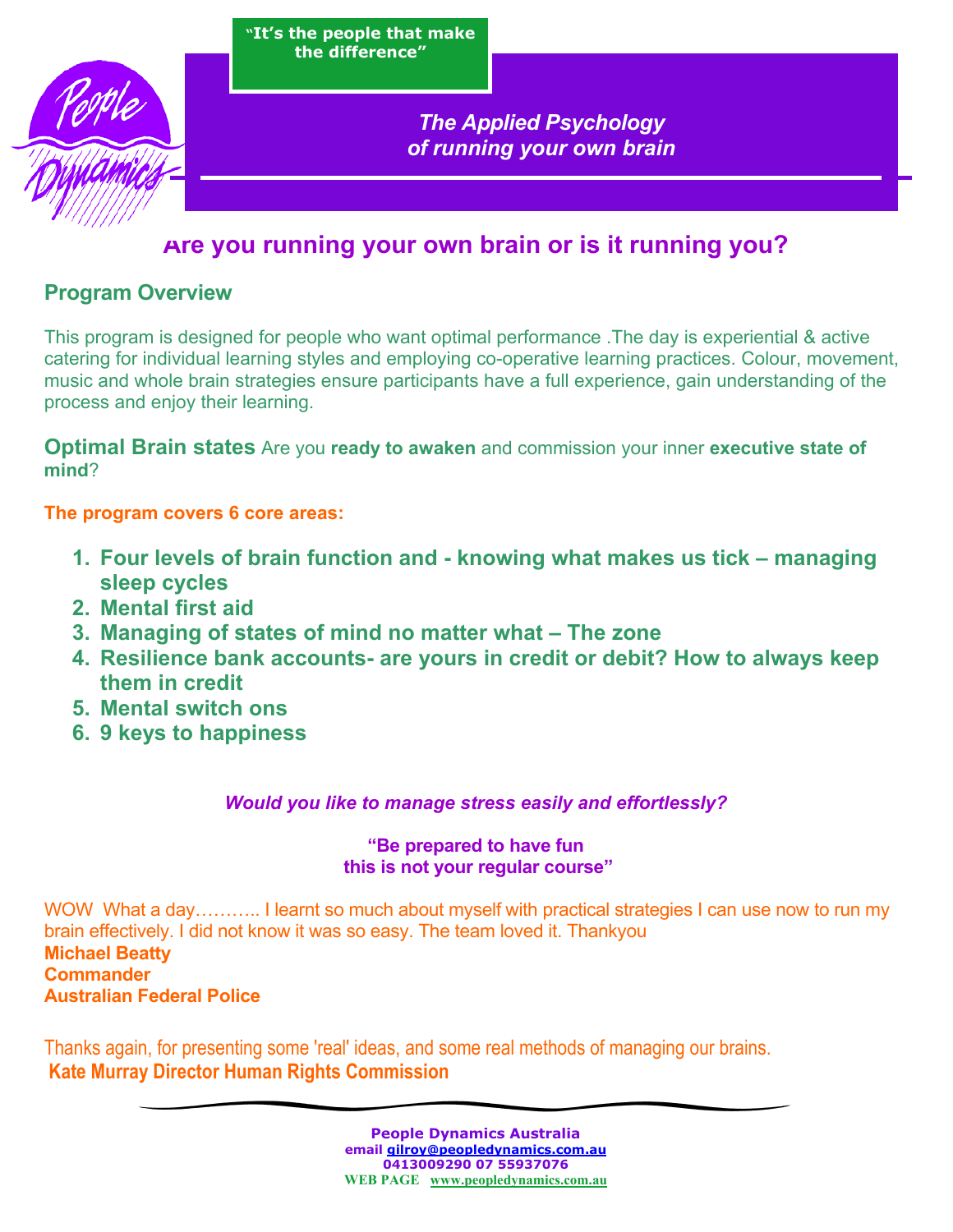"It's the people that make the difference"

People Dynamics

*The Applied Psychology of running your own brain*

# Are you running your own brain or is it running you?

## Program Overview

This program is designed for people who want optimal performance .The day is experiential & active catering for individual learning styles and employing co-operative learning practices. Colour, movement, music and whole brain strategies ensure participants have a full experience, gain understanding of the process and enjoy their learning.

**Optimal Brain states** Are you **ready to awaken** and commission your inner **executive state of mind**?

**The program covers 6 core areas:**

1. **Four levels of brain function and - knowing what makes us tick – managing sleep cycles**
2. **Mental first aid**
3. **Managing of states of mind no matter what – The zone**
4. **Resilience bank accounts- are yours in credit or debit? How to always keep them in credit**
5. **Mental switch ons**
6. **9 keys to happiness**

***Would you like to manage stress easily and effortlessly?***

**"Be prepared to have fun this is not your regular course"**

WOW What a day……….. I learnt so much about myself with practical strategies I can use now to run my brain effectively. I did not know it was so easy. The team loved it. Thankyou

**Michael Beatty**
**Commander**
**Australian Federal Police**

Thanks again, for presenting some 'real' ideas, and some real methods of managing our brains.
**Kate Murray Director Human Rights Commission**

**People Dynamics Australia**
email gilroy@peopledynamics.com.au
0413009290 07 55937076
WEB PAGE www.peopledynamics.com.au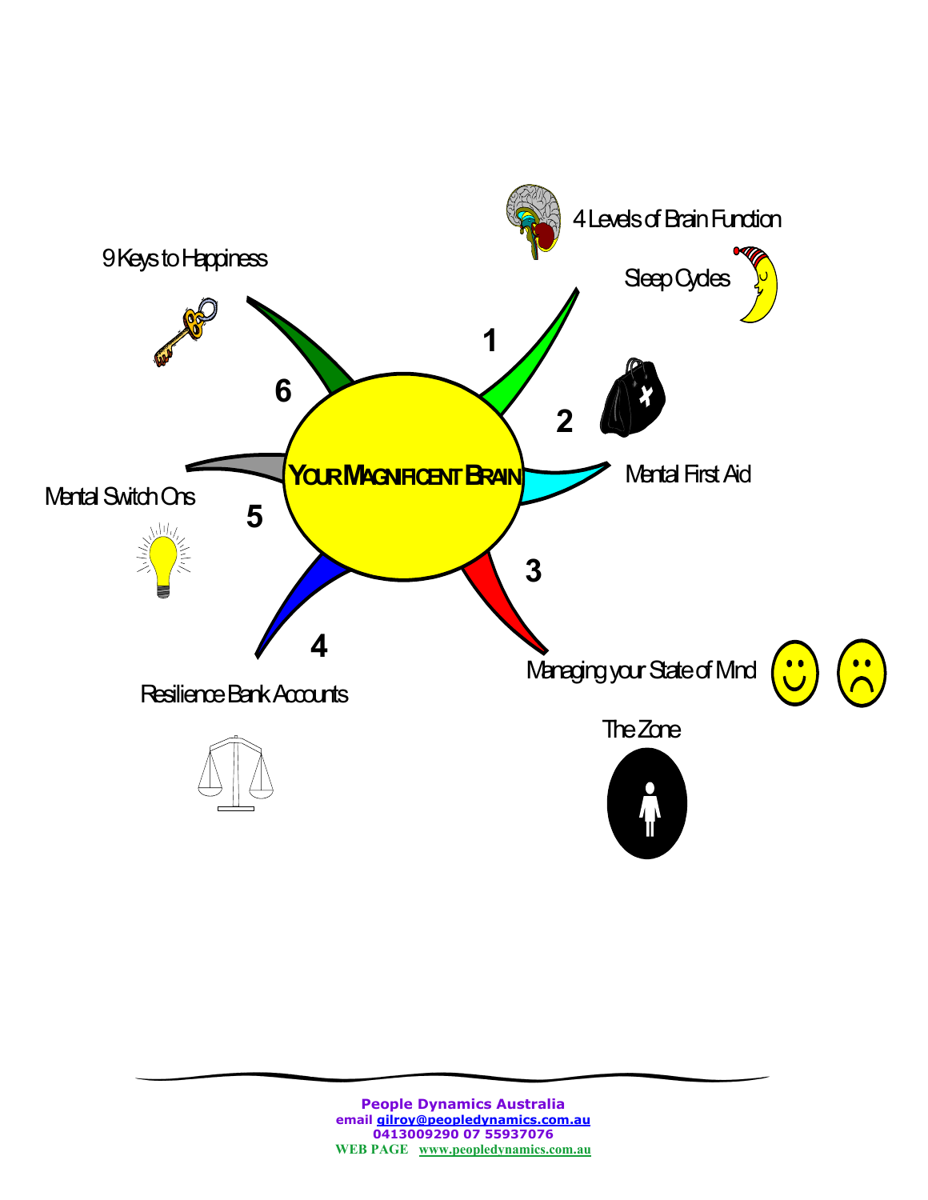# YOUR MAGNIFICENT BRAIN

1. 4 Levels of Brain Function
   - Sleep Cycles
2. Mental First Aid
3. Managing your State of Mind
   - The Zone
4. Resilience Bank Accounts
5. Mental Switch Ons
6. 9 Keys to Happiness

**People Dynamics Australia**
**email gilroy@peopledynamics.com.au**
**0413009290 07 55937076**
**WEB PAGE www.peopledynamics.com.au**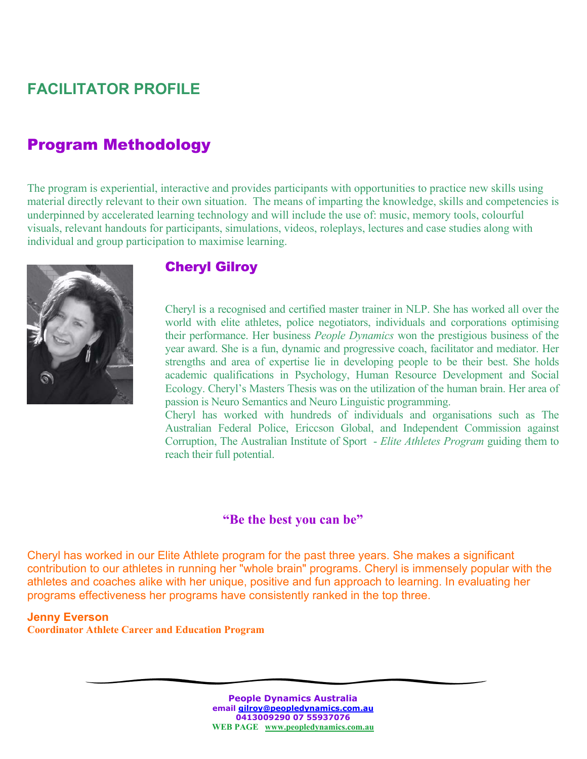# FACILITATOR PROFILE

## Program Methodology

The program is experiential, interactive and provides participants with opportunities to practice new skills using material directly relevant to their own situation. The means of imparting the knowledge, skills and competencies is underpinned by accelerated learning technology and will include the use of: music, memory tools, colourful visuals, relevant handouts for participants, simulations, videos, roleplays, lectures and case studies along with individual and group participation to maximise learning.

### Cheryl Gilroy

Cheryl is a recognised and certified master trainer in NLP. She has worked all over the world with elite athletes, police negotiators, individuals and corporations optimising their performance. Her business *People Dynamics* won the prestigious business of the year award. She is a fun, dynamic and progressive coach, facilitator and mediator. Her strengths and area of expertise lie in developing people to be their best. She holds academic qualifications in Psychology, Human Resource Development and Social Ecology. Cheryl's Masters Thesis was on the utilization of the human brain. Her area of passion is Neuro Semantics and Neuro Linguistic programming.
Cheryl has worked with hundreds of individuals and organisations such as The Australian Federal Police, Ericcson Global, and Independent Commission against Corruption, The Australian Institute of Sport - *Elite Athletes Program* guiding them to reach their full potential.

**"Be the best you can be"**

Cheryl has worked in our Elite Athlete program for the past three years. She makes a significant contribution to our athletes in running her "whole brain" programs. Cheryl is immensely popular with the athletes and coaches alike with her unique, positive and fun approach to learning. In evaluating her programs effectiveness her programs have consistently ranked in the top three.

**Jenny Everson**
**Coordinator Athlete Career and Education Program**

**People Dynamics Australia**
**email gilroy@peopledynamics.com.au**
**0413009290 07 55937076**
**WEB PAGE www.peopledynamics.com.au**